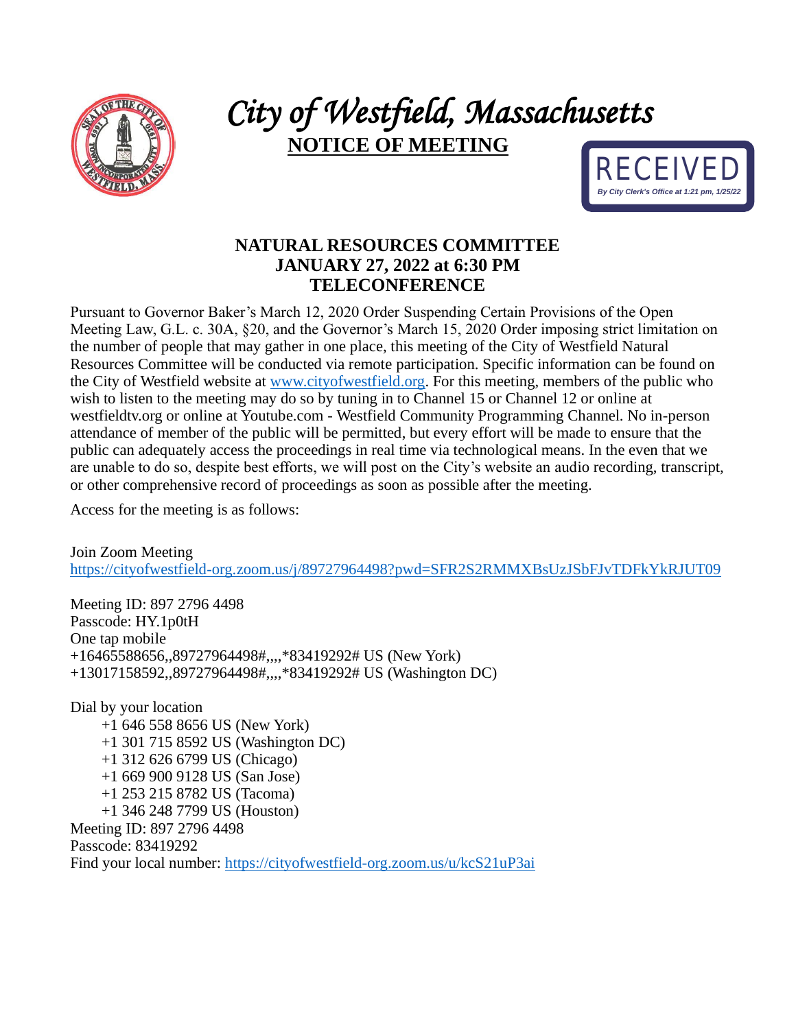# *City of Westfield, Massachusetts*

## NOTICE OF MEETING

RECEIVED
*By City Clerk's Office at 1:21 pm, 1/25/22*

### NATURAL RESOURCES COMMITTEE
### JANUARY 27, 2022 at 6:30 PM
### TELECONFERENCE

Pursuant to Governor Baker's March 12, 2020 Order Suspending Certain Provisions of the Open Meeting Law, G.L. c. 30A, §20, and the Governor's March 15, 2020 Order imposing strict limitation on the number of people that may gather in one place, this meeting of the City of Westfield Natural Resources Committee will be conducted via remote participation. Specific information can be found on the City of Westfield website at [www.cityofwestfield.org](www.cityofwestfield.org). For this meeting, members of the public who wish to listen to the meeting may do so by tuning in to Channel 15 or Channel 12 or online at westfieldtv.org or online at Youtube.com - Westfield Community Programming Channel. No in-person attendance of member of the public will be permitted, but every effort will be made to ensure that the public can adequately access the proceedings in real time via technological means. In the even that we are unable to do so, despite best efforts, we will post on the City's website an audio recording, transcript, or other comprehensive record of proceedings as soon as possible after the meeting.

Access for the meeting is as follows:

Join Zoom Meeting
[https://cityofwestfield-org.zoom.us/j/89727964498?pwd=SFR2S2RMMXBsUzJSbFJvTDFkYkRJUT09](https://cityofwestfield-org.zoom.us/j/89727964498?pwd=SFR2S2RMMXBsUzJSbFJvTDFkYkRJUT09)

Meeting ID: 897 2796 4498
Passcode: HY.1p0tH
One tap mobile
+16465588656,,89727964498#,,,,*83419292# US (New York)
+13017158592,,89727964498#,,,,*83419292# US (Washington DC)

Dial by your location
- +1 646 558 8656 US (New York)
- +1 301 715 8592 US (Washington DC)
- +1 312 626 6799 US (Chicago)
- +1 669 900 9128 US (San Jose)
- +1 253 215 8782 US (Tacoma)
- +1 346 248 7799 US (Houston)

Meeting ID: 897 2796 4498
Passcode: 83419292
Find your local number: [https://cityofwestfield-org.zoom.us/u/kcS21uP3ai](https://cityofwestfield-org.zoom.us/u/kcS21uP3ai)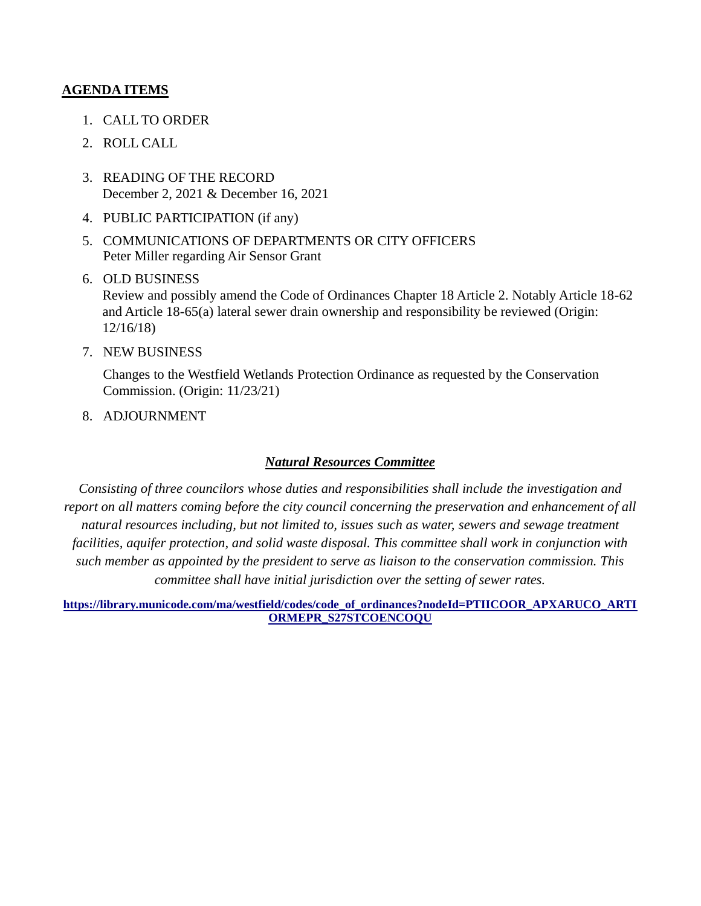## **AGENDA ITEMS**

1. CALL TO ORDER
2. ROLL CALL
3. READING OF THE RECORD
   December 2, 2021 & December 16, 2021
4. PUBLIC PARTICIPATION (if any)
5. COMMUNICATIONS OF DEPARTMENTS OR CITY OFFICERS
   Peter Miller regarding Air Sensor Grant
6. OLD BUSINESS
   Review and possibly amend the Code of Ordinances Chapter 18 Article 2. Notably Article 18-62 and Article 18-65(a) lateral sewer drain ownership and responsibility be reviewed (Origin: 12/16/18)
7. NEW BUSINESS

   Changes to the Westfield Wetlands Protection Ordinance as requested by the Conservation Commission. (Origin: 11/23/21)
8. ADJOURNMENT

***Natural Resources Committee***

*Consisting of three councilors whose duties and responsibilities shall include the investigation and report on all matters coming before the city council concerning the preservation and enhancement of all natural resources including, but not limited to, issues such as water, sewers and sewage treatment facilities, aquifer protection, and solid waste disposal. This committee shall work in conjunction with such member as appointed by the president to serve as liaison to the conservation commission. This committee shall have initial jurisdiction over the setting of sewer rates.*

**https://library.municode.com/ma/westfield/codes/code_of_ordinances?nodeId=PTIICOOR_APXARUCO_ARTIORMEPR_S27STCOENCOQU**